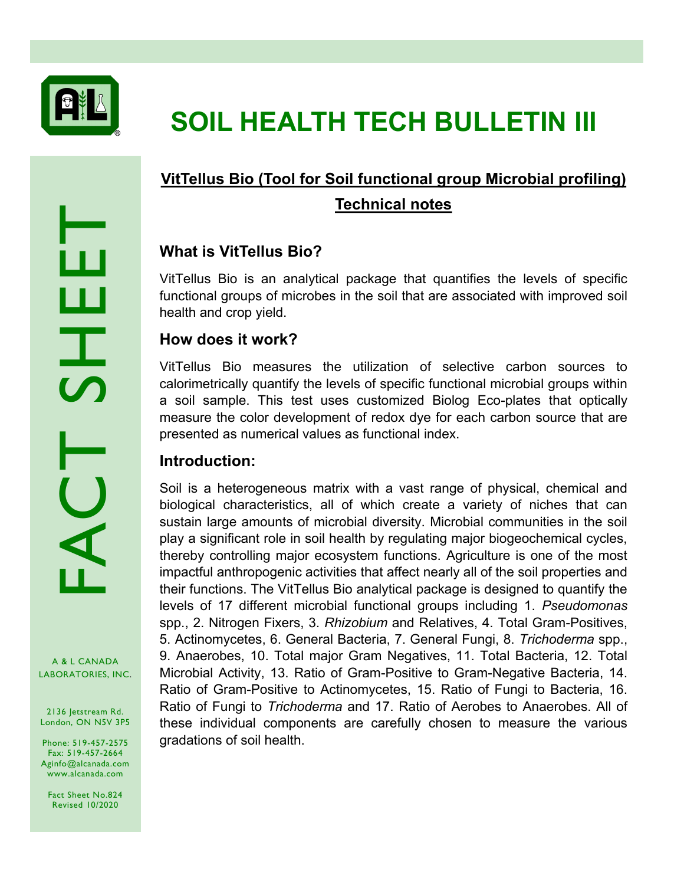# SOIL HEALTH TECH BULLETIN III

FACT SHEET

A & L CANADA LABORATORIES, INC.

2136 Jetstream Rd.
London, ON N5V 3P5

Phone: 519-457-2575
Fax: 519-457-2664
Aginfo@alcanada.com
www.alcanada.com

Fact Sheet No.824
Revised 10/2020

## VitTellus Bio (Tool for Soil functional group Microbial profiling) Technical notes

### What is VitTellus Bio?

VitTellus Bio is an analytical package that quantifies the levels of specific functional groups of microbes in the soil that are associated with improved soil health and crop yield.

### How does it work?

VitTellus Bio measures the utilization of selective carbon sources to calorimetrically quantify the levels of specific functional microbial groups within a soil sample. This test uses customized Biolog Eco-plates that optically measure the color development of redox dye for each carbon source that are presented as numerical values as functional index.

### Introduction:

Soil is a heterogeneous matrix with a vast range of physical, chemical and biological characteristics, all of which create a variety of niches that can sustain large amounts of microbial diversity. Microbial communities in the soil play a significant role in soil health by regulating major biogeochemical cycles, thereby controlling major ecosystem functions. Agriculture is one of the most impactful anthropogenic activities that affect nearly all of the soil properties and their functions. The VitTellus Bio analytical package is designed to quantify the levels of 17 different microbial functional groups including 1. *Pseudomonas* spp., 2. Nitrogen Fixers, 3. *Rhizobium* and Relatives, 4. Total Gram-Positives, 5. Actinomycetes, 6. General Bacteria, 7. General Fungi, 8. *Trichoderma* spp., 9. Anaerobes, 10. Total major Gram Negatives, 11. Total Bacteria, 12. Total Microbial Activity, 13. Ratio of Gram-Positive to Gram-Negative Bacteria, 14. Ratio of Gram-Positive to Actinomycetes, 15. Ratio of Fungi to Bacteria, 16. Ratio of Fungi to *Trichoderma* and 17. Ratio of Aerobes to Anaerobes. All of these individual components are carefully chosen to measure the various gradations of soil health.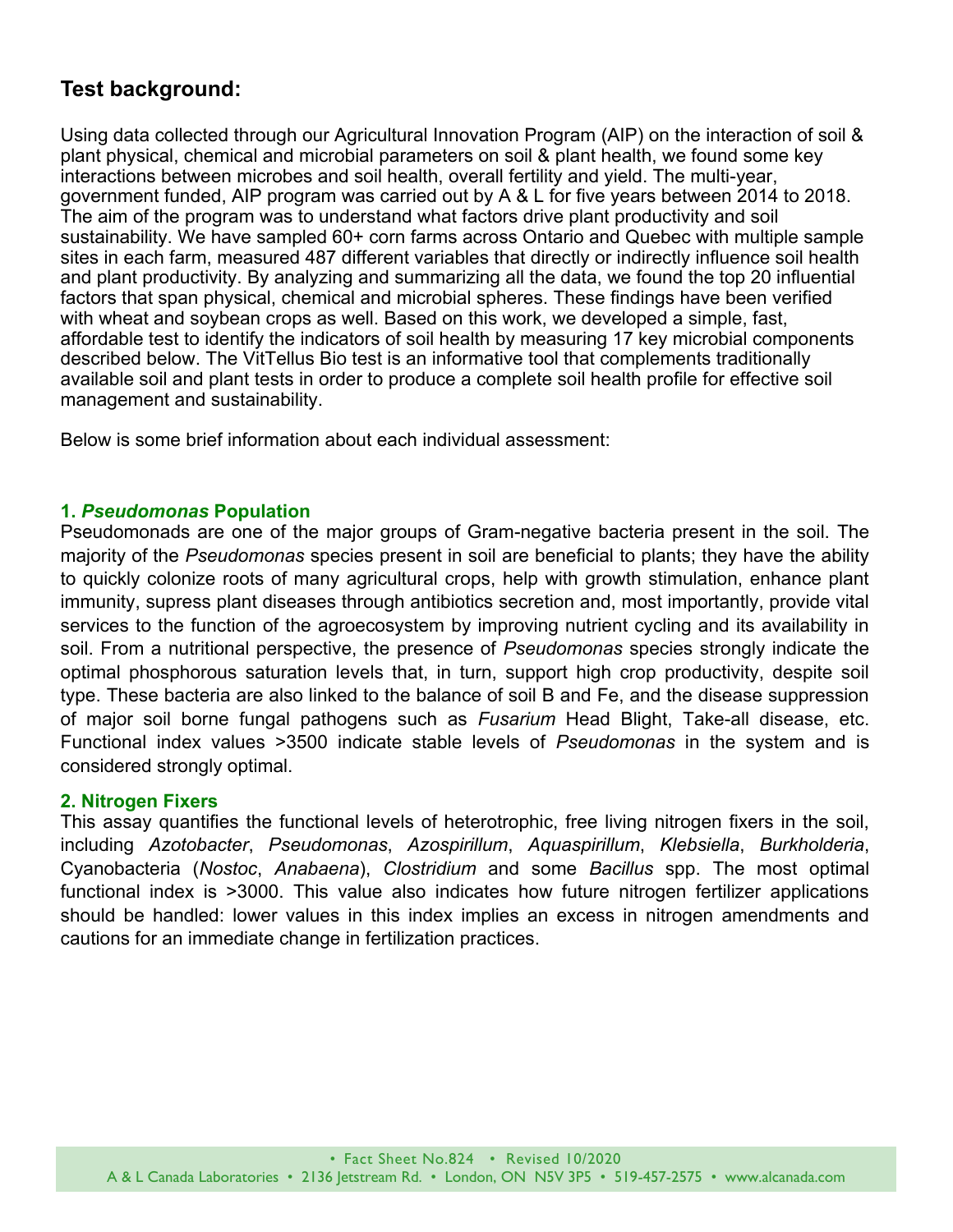## Test background:

Using data collected through our Agricultural Innovation Program (AIP) on the interaction of soil & plant physical, chemical and microbial parameters on soil & plant health, we found some key interactions between microbes and soil health, overall fertility and yield. The multi-year, government funded, AIP program was carried out by A & L for five years between 2014 to 2018. The aim of the program was to understand what factors drive plant productivity and soil sustainability. We have sampled 60+ corn farms across Ontario and Quebec with multiple sample sites in each farm, measured 487 different variables that directly or indirectly influence soil health and plant productivity. By analyzing and summarizing all the data, we found the top 20 influential factors that span physical, chemical and microbial spheres. These findings have been verified with wheat and soybean crops as well. Based on this work, we developed a simple, fast, affordable test to identify the indicators of soil health by measuring 17 key microbial components described below. The VitTellus Bio test is an informative tool that complements traditionally available soil and plant tests in order to produce a complete soil health profile for effective soil management and sustainability.

Below is some brief information about each individual assessment:

### 1. *Pseudomonas* Population

Pseudomonads are one of the major groups of Gram-negative bacteria present in the soil. The majority of the *Pseudomonas* species present in soil are beneficial to plants; they have the ability to quickly colonize roots of many agricultural crops, help with growth stimulation, enhance plant immunity, supress plant diseases through antibiotics secretion and, most importantly, provide vital services to the function of the agroecosystem by improving nutrient cycling and its availability in soil. From a nutritional perspective, the presence of *Pseudomonas* species strongly indicate the optimal phosphorous saturation levels that, in turn, support high crop productivity, despite soil type. These bacteria are also linked to the balance of soil B and Fe, and the disease suppression of major soil borne fungal pathogens such as *Fusarium* Head Blight, Take-all disease, etc. Functional index values >3500 indicate stable levels of *Pseudomonas* in the system and is considered strongly optimal.

### 2. Nitrogen Fixers

This assay quantifies the functional levels of heterotrophic, free living nitrogen fixers in the soil, including *Azotobacter*, *Pseudomonas*, *Azospirillum*, *Aquaspirillum*, *Klebsiella*, *Burkholderia*, Cyanobacteria (*Nostoc*, *Anabaena*), *Clostridium* and some *Bacillus* spp. The most optimal functional index is >3000. This value also indicates how future nitrogen fertilizer applications should be handled: lower values in this index implies an excess in nitrogen amendments and cautions for an immediate change in fertilization practices.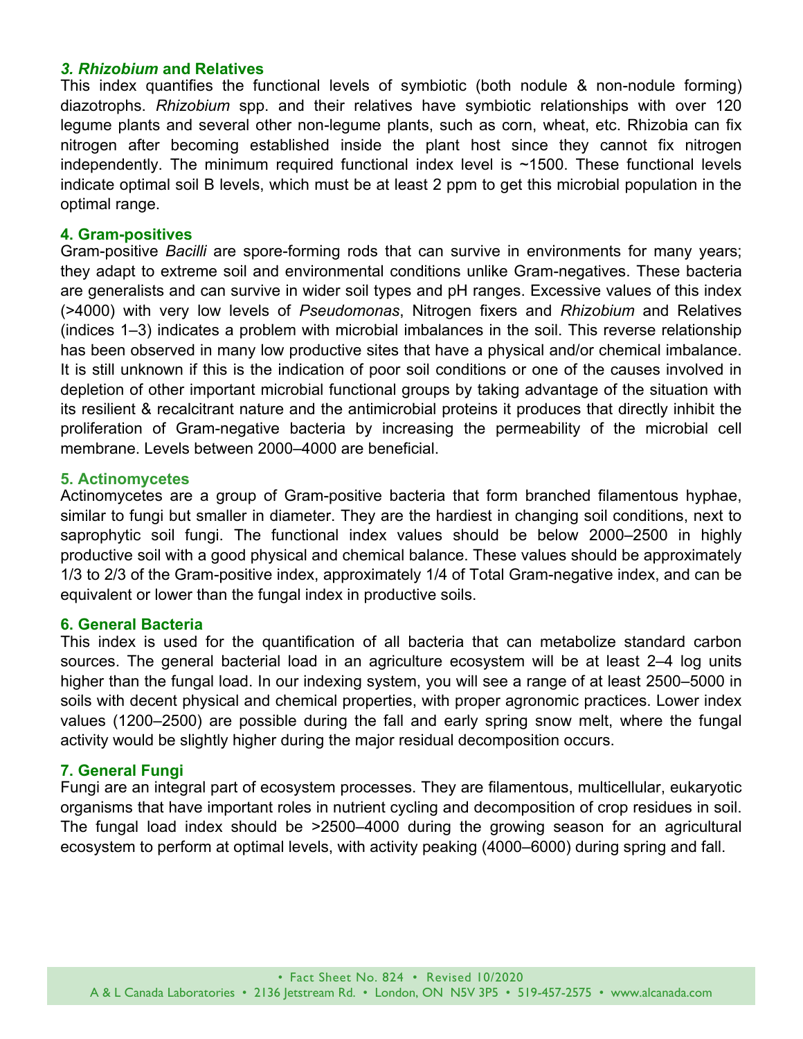### *3. Rhizobium* and Relatives

This index quantifies the functional levels of symbiotic (both nodule & non-nodule forming) diazotrophs. *Rhizobium* spp. and their relatives have symbiotic relationships with over 120 legume plants and several other non-legume plants, such as corn, wheat, etc. Rhizobia can fix nitrogen after becoming established inside the plant host since they cannot fix nitrogen independently. The minimum required functional index level is ~1500. These functional levels indicate optimal soil B levels, which must be at least 2 ppm to get this microbial population in the optimal range.

### 4. Gram-positives

Gram-positive *Bacilli* are spore-forming rods that can survive in environments for many years; they adapt to extreme soil and environmental conditions unlike Gram-negatives. These bacteria are generalists and can survive in wider soil types and pH ranges. Excessive values of this index (>4000) with very low levels of *Pseudomonas*, Nitrogen fixers and *Rhizobium* and Relatives (indices 1–3) indicates a problem with microbial imbalances in the soil. This reverse relationship has been observed in many low productive sites that have a physical and/or chemical imbalance. It is still unknown if this is the indication of poor soil conditions or one of the causes involved in depletion of other important microbial functional groups by taking advantage of the situation with its resilient & recalcitrant nature and the antimicrobial proteins it produces that directly inhibit the proliferation of Gram-negative bacteria by increasing the permeability of the microbial cell membrane. Levels between 2000–4000 are beneficial.

### 5. Actinomycetes

Actinomycetes are a group of Gram-positive bacteria that form branched filamentous hyphae, similar to fungi but smaller in diameter. They are the hardiest in changing soil conditions, next to saprophytic soil fungi. The functional index values should be below 2000–2500 in highly productive soil with a good physical and chemical balance. These values should be approximately 1/3 to 2/3 of the Gram-positive index, approximately 1/4 of Total Gram-negative index, and can be equivalent or lower than the fungal index in productive soils.

### 6. General Bacteria

This index is used for the quantification of all bacteria that can metabolize standard carbon sources. The general bacterial load in an agriculture ecosystem will be at least 2–4 log units higher than the fungal load. In our indexing system, you will see a range of at least 2500–5000 in soils with decent physical and chemical properties, with proper agronomic practices. Lower index values (1200–2500) are possible during the fall and early spring snow melt, where the fungal activity would be slightly higher during the major residual decomposition occurs.

### 7. General Fungi

Fungi are an integral part of ecosystem processes. They are filamentous, multicellular, eukaryotic organisms that have important roles in nutrient cycling and decomposition of crop residues in soil. The fungal load index should be >2500–4000 during the growing season for an agricultural ecosystem to perform at optimal levels, with activity peaking (4000–6000) during spring and fall.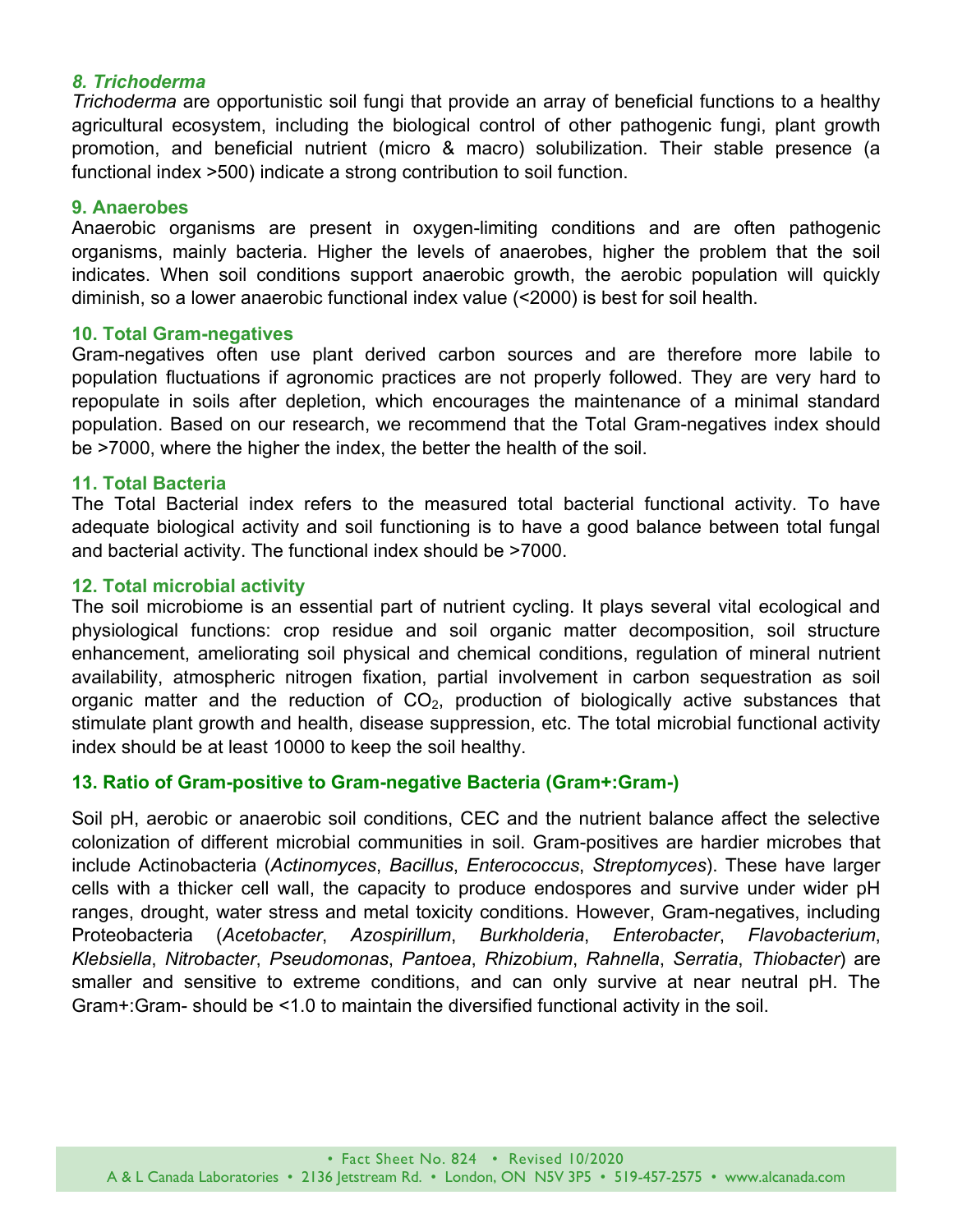### *8. Trichoderma*

*Trichoderma* are opportunistic soil fungi that provide an array of beneficial functions to a healthy agricultural ecosystem, including the biological control of other pathogenic fungi, plant growth promotion, and beneficial nutrient (micro & macro) solubilization. Their stable presence (a functional index >500) indicate a strong contribution to soil function.

### 9. Anaerobes

Anaerobic organisms are present in oxygen-limiting conditions and are often pathogenic organisms, mainly bacteria. Higher the levels of anaerobes, higher the problem that the soil indicates. When soil conditions support anaerobic growth, the aerobic population will quickly diminish, so a lower anaerobic functional index value (<2000) is best for soil health.

### 10. Total Gram-negatives

Gram-negatives often use plant derived carbon sources and are therefore more labile to population fluctuations if agronomic practices are not properly followed. They are very hard to repopulate in soils after depletion, which encourages the maintenance of a minimal standard population. Based on our research, we recommend that the Total Gram-negatives index should be >7000, where the higher the index, the better the health of the soil.

### 11. Total Bacteria

The Total Bacterial index refers to the measured total bacterial functional activity. To have adequate biological activity and soil functioning is to have a good balance between total fungal and bacterial activity. The functional index should be >7000.

### 12. Total microbial activity

The soil microbiome is an essential part of nutrient cycling. It plays several vital ecological and physiological functions: crop residue and soil organic matter decomposition, soil structure enhancement, ameliorating soil physical and chemical conditions, regulation of mineral nutrient availability, atmospheric nitrogen fixation, partial involvement in carbon sequestration as soil organic matter and the reduction of $CO_2$, production of biologically active substances that stimulate plant growth and health, disease suppression, etc. The total microbial functional activity index should be at least 10000 to keep the soil healthy.

### 13. Ratio of Gram-positive to Gram-negative Bacteria (Gram+:Gram-)

Soil pH, aerobic or anaerobic soil conditions, CEC and the nutrient balance affect the selective colonization of different microbial communities in soil. Gram-positives are hardier microbes that include Actinobacteria (*Actinomyces*, *Bacillus*, *Enterococcus*, *Streptomyces*). These have larger cells with a thicker cell wall, the capacity to produce endospores and survive under wider pH ranges, drought, water stress and metal toxicity conditions. However, Gram-negatives, including Proteobacteria (*Acetobacter*, *Azospirillum*, *Burkholderia*, *Enterobacter*, *Flavobacterium*, *Klebsiella*, *Nitrobacter*, *Pseudomonas*, *Pantoea*, *Rhizobium*, *Rahnella*, *Serratia*, *Thiobacter*) are smaller and sensitive to extreme conditions, and can only survive at near neutral pH. The Gram+:Gram- should be <1.0 to maintain the diversified functional activity in the soil.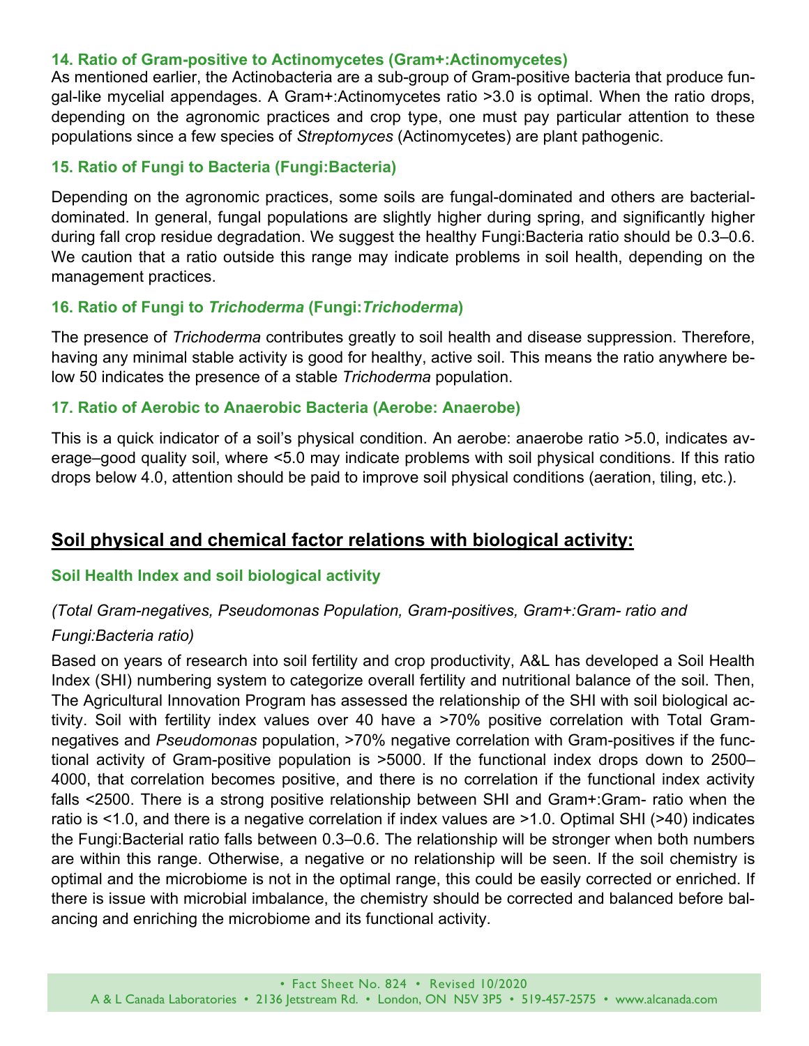### 14. Ratio of Gram-positive to Actinomycetes (Gram+:Actinomycetes)

As mentioned earlier, the Actinobacteria are a sub-group of Gram-positive bacteria that produce fungal-like mycelial appendages. A Gram+:Actinomycetes ratio >3.0 is optimal. When the ratio drops, depending on the agronomic practices and crop type, one must pay particular attention to these populations since a few species of *Streptomyces* (Actinomycetes) are plant pathogenic.

### 15. Ratio of Fungi to Bacteria (Fungi:Bacteria)

Depending on the agronomic practices, some soils are fungal-dominated and others are bacterial-dominated. In general, fungal populations are slightly higher during spring, and significantly higher during fall crop residue degradation. We suggest the healthy Fungi:Bacteria ratio should be 0.3–0.6. We caution that a ratio outside this range may indicate problems in soil health, depending on the management practices.

### 16. Ratio of Fungi to *Trichoderma* (Fungi:*Trichoderma*)

The presence of *Trichoderma* contributes greatly to soil health and disease suppression. Therefore, having any minimal stable activity is good for healthy, active soil. This means the ratio anywhere below 50 indicates the presence of a stable *Trichoderma* population.

### 17. Ratio of Aerobic to Anaerobic Bacteria (Aerobe: Anaerobe)

This is a quick indicator of a soil's physical condition. An aerobe: anaerobe ratio >5.0, indicates average–good quality soil, where <5.0 may indicate problems with soil physical conditions. If this ratio drops below 4.0, attention should be paid to improve soil physical conditions (aeration, tiling, etc.).

## Soil physical and chemical factor relations with biological activity:

### Soil Health Index and soil biological activity

*(Total Gram-negatives, Pseudomonas Population, Gram-positives, Gram+:Gram- ratio and Fungi:Bacteria ratio)*

Based on years of research into soil fertility and crop productivity, A&L has developed a Soil Health Index (SHI) numbering system to categorize overall fertility and nutritional balance of the soil. Then, The Agricultural Innovation Program has assessed the relationship of the SHI with soil biological activity. Soil with fertility index values over 40 have a >70% positive correlation with Total Gram-negatives and *Pseudomonas* population, >70% negative correlation with Gram-positives if the functional activity of Gram-positive population is >5000. If the functional index drops down to 2500–4000, that correlation becomes positive, and there is no correlation if the functional index activity falls <2500. There is a strong positive relationship between SHI and Gram+:Gram- ratio when the ratio is <1.0, and there is a negative correlation if index values are >1.0. Optimal SHI (>40) indicates the Fungi:Bacterial ratio falls between 0.3–0.6. The relationship will be stronger when both numbers are within this range. Otherwise, a negative or no relationship will be seen. If the soil chemistry is optimal and the microbiome is not in the optimal range, this could be easily corrected or enriched. If there is issue with microbial imbalance, the chemistry should be corrected and balanced before balancing and enriching the microbiome and its functional activity.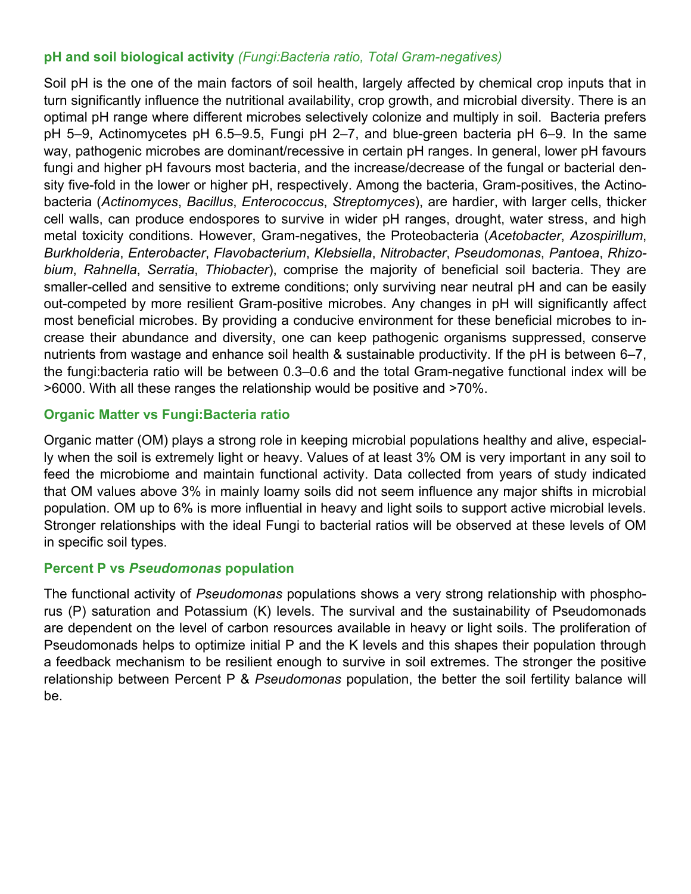### **pH and soil biological activity** *(Fungi:Bacteria ratio, Total Gram-negatives)*

Soil pH is the one of the main factors of soil health, largely affected by chemical crop inputs that in turn significantly influence the nutritional availability, crop growth, and microbial diversity. There is an optimal pH range where different microbes selectively colonize and multiply in soil. Bacteria prefers pH 5–9, Actinomycetes pH 6.5–9.5, Fungi pH 2–7, and blue-green bacteria pH 6–9. In the same way, pathogenic microbes are dominant/recessive in certain pH ranges. In general, lower pH favours fungi and higher pH favours most bacteria, and the increase/decrease of the fungal or bacterial density five-fold in the lower or higher pH, respectively. Among the bacteria, Gram-positives, the Actinobacteria (*Actinomyces*, *Bacillus*, *Enterococcus*, *Streptomyces*), are hardier, with larger cells, thicker cell walls, can produce endospores to survive in wider pH ranges, drought, water stress, and high metal toxicity conditions. However, Gram-negatives, the Proteobacteria (*Acetobacter*, *Azospirillum*, *Burkholderia*, *Enterobacter*, *Flavobacterium*, *Klebsiella*, *Nitrobacter*, *Pseudomonas*, *Pantoea*, *Rhizobium*, *Rahnella*, *Serratia*, *Thiobacter*), comprise the majority of beneficial soil bacteria. They are smaller-celled and sensitive to extreme conditions; only surviving near neutral pH and can be easily out-competed by more resilient Gram-positive microbes. Any changes in pH will significantly affect most beneficial microbes. By providing a conducive environment for these beneficial microbes to increase their abundance and diversity, one can keep pathogenic organisms suppressed, conserve nutrients from wastage and enhance soil health & sustainable productivity. If the pH is between 6–7, the fungi:bacteria ratio will be between 0.3–0.6 and the total Gram-negative functional index will be >6000. With all these ranges the relationship would be positive and >70%.

### **Organic Matter vs Fungi:Bacteria ratio**

Organic matter (OM) plays a strong role in keeping microbial populations healthy and alive, especially when the soil is extremely light or heavy. Values of at least 3% OM is very important in any soil to feed the microbiome and maintain functional activity. Data collected from years of study indicated that OM values above 3% in mainly loamy soils did not seem influence any major shifts in microbial population. OM up to 6% is more influential in heavy and light soils to support active microbial levels. Stronger relationships with the ideal Fungi to bacterial ratios will be observed at these levels of OM in specific soil types.

### **Percent P vs *Pseudomonas* population**

The functional activity of *Pseudomonas* populations shows a very strong relationship with phosphorus (P) saturation and Potassium (K) levels. The survival and the sustainability of Pseudomonads are dependent on the level of carbon resources available in heavy or light soils. The proliferation of Pseudomonads helps to optimize initial P and the K levels and this shapes their population through a feedback mechanism to be resilient enough to survive in soil extremes. The stronger the positive relationship between Percent P & *Pseudomonas* population, the better the soil fertility balance will be.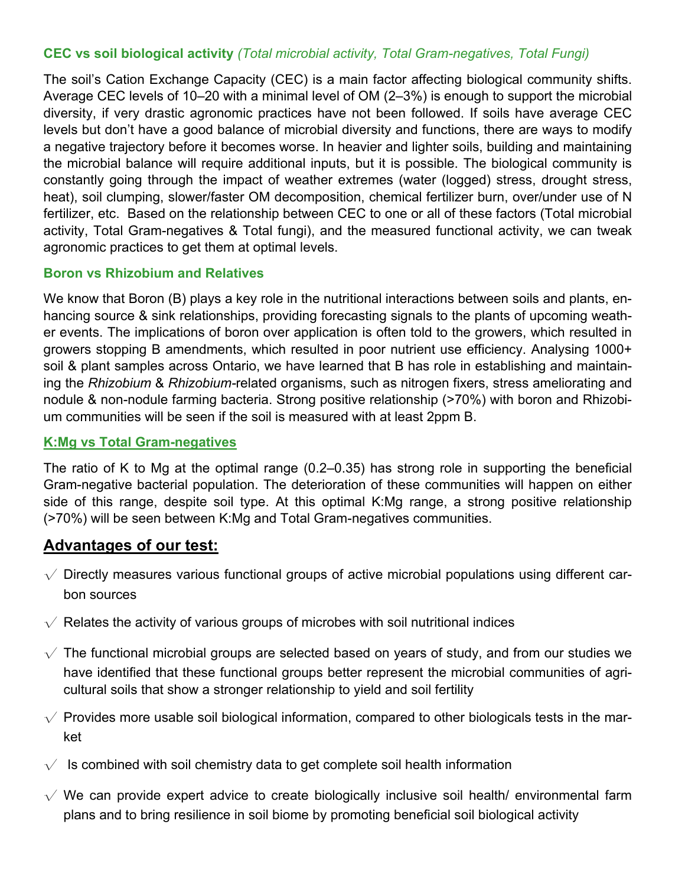### CEC vs soil biological activity *(Total microbial activity, Total Gram-negatives, Total Fungi)*

The soil's Cation Exchange Capacity (CEC) is a main factor affecting biological community shifts. Average CEC levels of 10–20 with a minimal level of OM (2–3%) is enough to support the microbial diversity, if very drastic agronomic practices have not been followed. If soils have average CEC levels but don't have a good balance of microbial diversity and functions, there are ways to modify a negative trajectory before it becomes worse. In heavier and lighter soils, building and maintaining the microbial balance will require additional inputs, but it is possible. The biological community is constantly going through the impact of weather extremes (water (logged) stress, drought stress, heat), soil clumping, slower/faster OM decomposition, chemical fertilizer burn, over/under use of N fertilizer, etc. Based on the relationship between CEC to one or all of these factors (Total microbial activity, Total Gram-negatives & Total fungi), and the measured functional activity, we can tweak agronomic practices to get them at optimal levels.

### Boron vs Rhizobium and Relatives

We know that Boron (B) plays a key role in the nutritional interactions between soils and plants, enhancing source & sink relationships, providing forecasting signals to the plants of upcoming weather events. The implications of boron over application is often told to the growers, which resulted in growers stopping B amendments, which resulted in poor nutrient use efficiency. Analysing 1000+ soil & plant samples across Ontario, we have learned that B has role in establishing and maintaining the *Rhizobium* & *Rhizobium*-related organisms, such as nitrogen fixers, stress ameliorating and nodule & non-nodule farming bacteria. Strong positive relationship (>70%) with boron and Rhizobium communities will be seen if the soil is measured with at least 2ppm B.

### K:Mg vs Total Gram-negatives

The ratio of K to Mg at the optimal range (0.2–0.35) has strong role in supporting the beneficial Gram-negative bacterial population. The deterioration of these communities will happen on either side of this range, despite soil type. At this optimal K:Mg range, a strong positive relationship (>70%) will be seen between K:Mg and Total Gram-negatives communities.

## Advantages of our test:

- √ Directly measures various functional groups of active microbial populations using different carbon sources
- √ Relates the activity of various groups of microbes with soil nutritional indices
- √ The functional microbial groups are selected based on years of study, and from our studies we have identified that these functional groups better represent the microbial communities of agricultural soils that show a stronger relationship to yield and soil fertility
- √ Provides more usable soil biological information, compared to other biologicals tests in the market
- √ Is combined with soil chemistry data to get complete soil health information
- √ We can provide expert advice to create biologically inclusive soil health/ environmental farm plans and to bring resilience in soil biome by promoting beneficial soil biological activity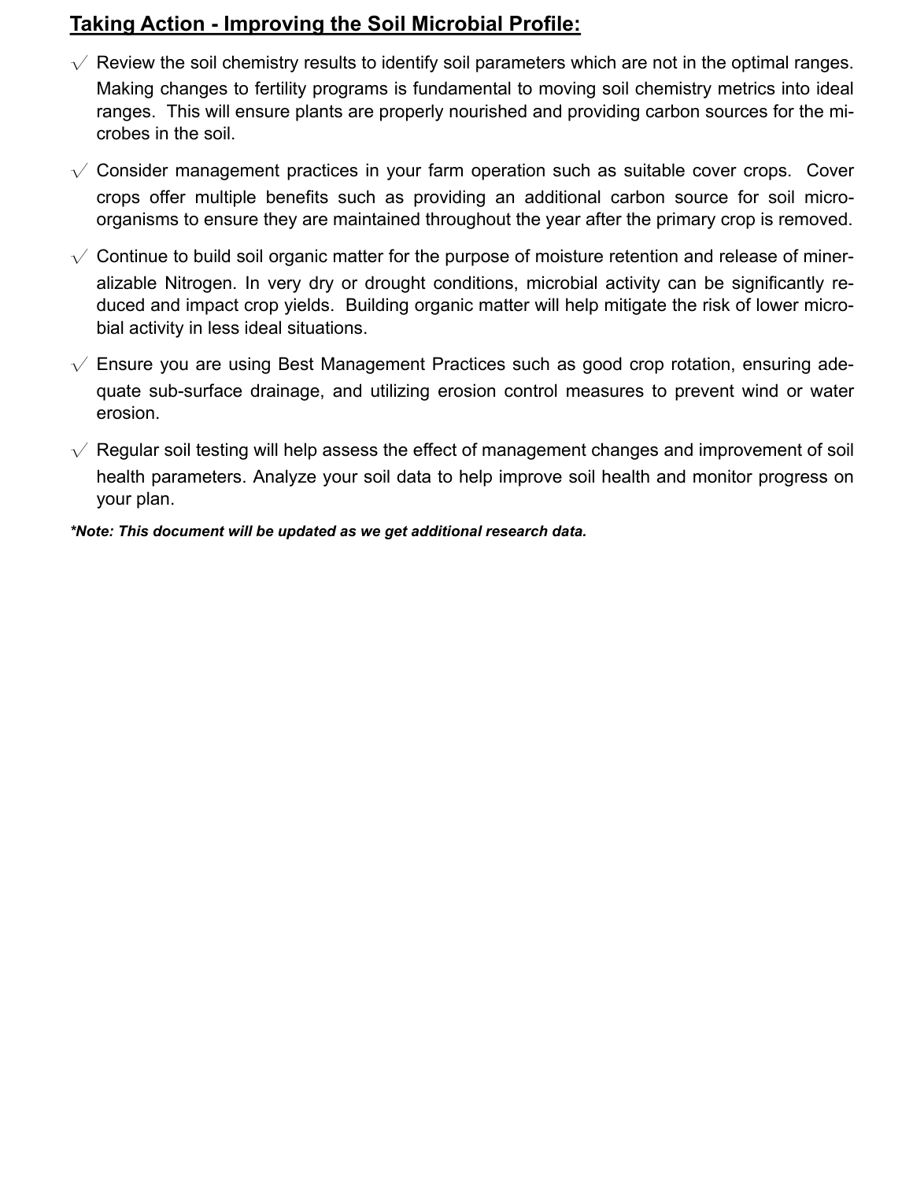## Taking Action - Improving the Soil Microbial Profile:

- √ Review the soil chemistry results to identify soil parameters which are not in the optimal ranges. Making changes to fertility programs is fundamental to moving soil chemistry metrics into ideal ranges. This will ensure plants are properly nourished and providing carbon sources for the microbes in the soil.
- √ Consider management practices in your farm operation such as suitable cover crops. Cover crops offer multiple benefits such as providing an additional carbon source for soil micro-organisms to ensure they are maintained throughout the year after the primary crop is removed.
- √ Continue to build soil organic matter for the purpose of moisture retention and release of mineralizable Nitrogen. In very dry or drought conditions, microbial activity can be significantly reduced and impact crop yields. Building organic matter will help mitigate the risk of lower microbial activity in less ideal situations.
- √ Ensure you are using Best Management Practices such as good crop rotation, ensuring adequate sub-surface drainage, and utilizing erosion control measures to prevent wind or water erosion.
- √ Regular soil testing will help assess the effect of management changes and improvement of soil health parameters. Analyze your soil data to help improve soil health and monitor progress on your plan.

***Note: This document will be updated as we get additional research data.***